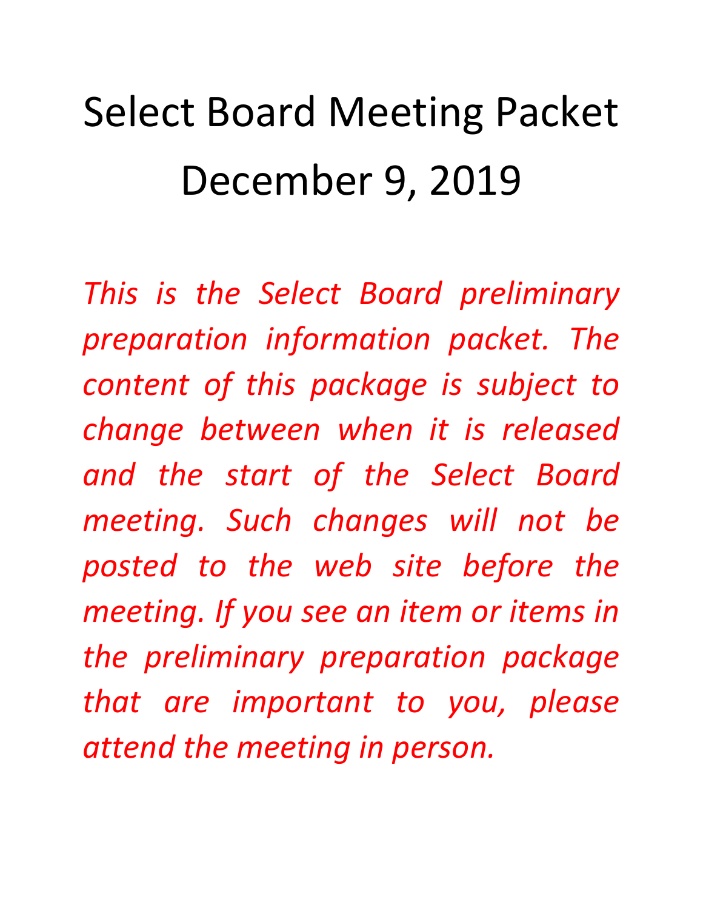# Select Board Meeting Packet
# December 9, 2019

*This is the Select Board preliminary preparation information packet. The content of this package is subject to change between when it is released and the start of the Select Board meeting. Such changes will not be posted to the web site before the meeting. If you see an item or items in the preliminary preparation package that are important to you, please attend the meeting in person.*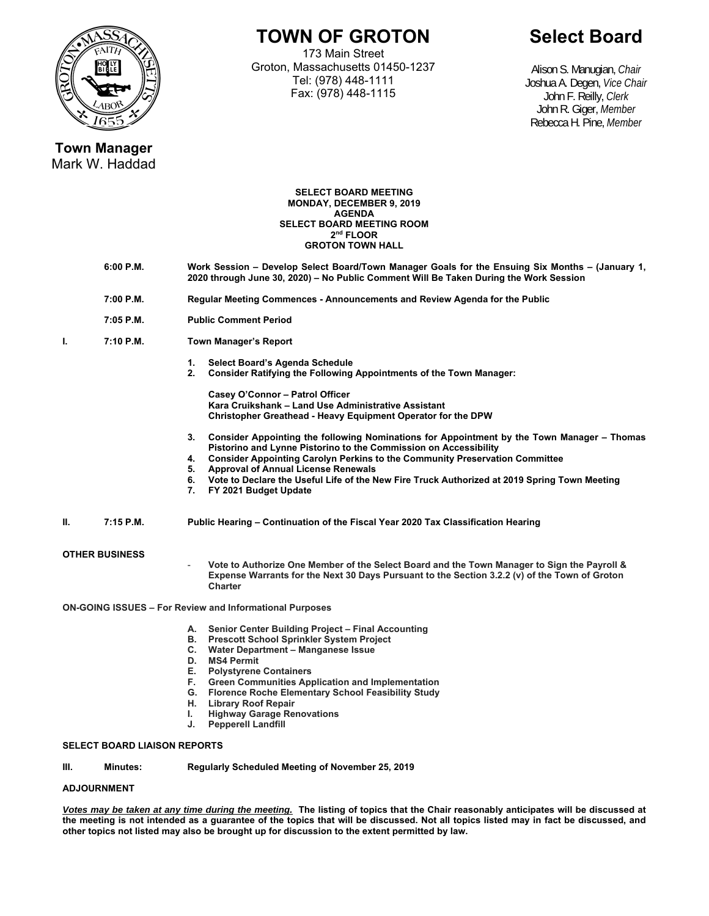# TOWN OF GROTON

173 Main Street
Groton, Massachusetts 01450-1237
Tel: (978) 448-1111
Fax: (978) 448-1115

# Select Board

Alison S. Manugian, *Chair*
Joshua A. Degen, *Vice Chair*
John F. Reilly, *Clerk*
John R. Giger, *Member*
Rebecca H. Pine, *Member*

**Town Manager**
Mark W. Haddad

**SELECT BOARD MEETING**
**MONDAY, DECEMBER 9, 2019**
**AGENDA**
**SELECT BOARD MEETING ROOM**
**2nd FLOOR**
**GROTON TOWN HALL**

**6:00 P.M.** **Work Session – Develop Select Board/Town Manager Goals for the Ensuing Six Months – (January 1, 2020 through June 30, 2020) – No Public Comment Will Be Taken During the Work Session**

**7:00 P.M.** **Regular Meeting Commences - Announcements and Review Agenda for the Public**

**7:05 P.M.** **Public Comment Period**

**I. 7:10 P.M.** **Town Manager's Report**

1. **Select Board's Agenda Schedule**
2. **Consider Ratifying the Following Appointments of the Town Manager:**

   **Casey O'Connor – Patrol Officer**
   **Kara Cruikshank – Land Use Administrative Assistant**
   **Christopher Greathead - Heavy Equipment Operator for the DPW**

3. **Consider Appointing the following Nominations for Appointment by the Town Manager – Thomas Pistorino and Lynne Pistorino to the Commission on Accessibility**
4. **Consider Appointing Carolyn Perkins to the Community Preservation Committee**
5. **Approval of Annual License Renewals**
6. **Vote to Declare the Useful Life of the New Fire Truck Authorized at 2019 Spring Town Meeting**
7. **FY 2021 Budget Update**

**II. 7:15 P.M.** **Public Hearing – Continuation of the Fiscal Year 2020 Tax Classification Hearing**

**OTHER BUSINESS**

- **Vote to Authorize One Member of the Select Board and the Town Manager to Sign the Payroll & Expense Warrants for the Next 30 Days Pursuant to the Section 3.2.2 (v) of the Town of Groton Charter**

**ON-GOING ISSUES – For Review and Informational Purposes**

A. **Senior Center Building Project – Final Accounting**
B. **Prescott School Sprinkler System Project**
C. **Water Department – Manganese Issue**
D. **MS4 Permit**
E. **Polystyrene Containers**
F. **Green Communities Application and Implementation**
G. **Florence Roche Elementary School Feasibility Study**
H. **Library Roof Repair**
I. **Highway Garage Renovations**
J. **Pepperell Landfill**

**SELECT BOARD LIAISON REPORTS**

**III. Minutes:** **Regularly Scheduled Meeting of November 25, 2019**

**ADJOURNMENT**

***Votes may be taken at any time during the meeting.*** **The listing of topics that the Chair reasonably anticipates will be discussed at the meeting is not intended as a guarantee of the topics that will be discussed. Not all topics listed may in fact be discussed, and other topics not listed may also be brought up for discussion to the extent permitted by law.**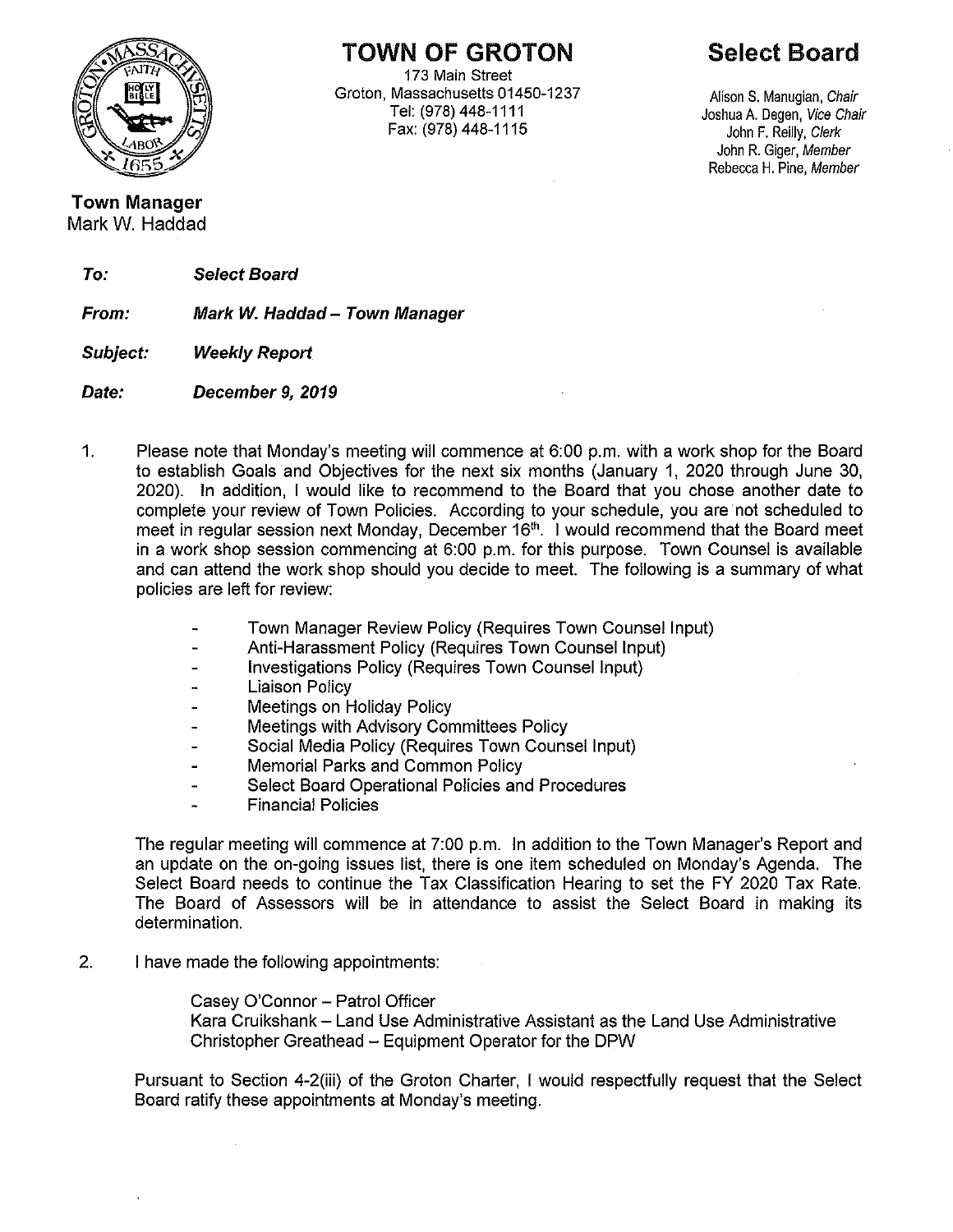# TOWN OF GROTON

173 Main Street
Groton, Massachusetts 01450-1237
Tel: (978) 448-1111
Fax: (978) 448-1115

# Select Board

Alison S. Manugian, *Chair*
Joshua A. Degen, *Vice Chair*
John F. Reilly, *Clerk*
John R. Giger, *Member*
Rebecca H. Pine, *Member*

**Town Manager**
Mark W. Haddad

***To:*** ***Select Board***

***From:*** ***Mark W. Haddad – Town Manager***

***Subject:*** ***Weekly Report***

***Date:*** ***December 9, 2019***

1. Please note that Monday's meeting will commence at 6:00 p.m. with a work shop for the Board to establish Goals and Objectives for the next six months (January 1, 2020 through June 30, 2020). In addition, I would like to recommend to the Board that you chose another date to complete your review of Town Policies. According to your schedule, you are not scheduled to meet in regular session next Monday, December 16th. I would recommend that the Board meet in a work shop session commencing at 6:00 p.m. for this purpose. Town Counsel is available and can attend the work shop should you decide to meet. The following is a summary of what policies are left for review:

   - Town Manager Review Policy (Requires Town Counsel Input)
   - Anti-Harassment Policy (Requires Town Counsel Input)
   - Investigations Policy (Requires Town Counsel Input)
   - Liaison Policy
   - Meetings on Holiday Policy
   - Meetings with Advisory Committees Policy
   - Social Media Policy (Requires Town Counsel Input)
   - Memorial Parks and Common Policy
   - Select Board Operational Policies and Procedures
   - Financial Policies

   The regular meeting will commence at 7:00 p.m. In addition to the Town Manager's Report and an update on the on-going issues list, there is one item scheduled on Monday's Agenda. The Select Board needs to continue the Tax Classification Hearing to set the FY 2020 Tax Rate. The Board of Assessors will be in attendance to assist the Select Board in making its determination.

2. I have made the following appointments:

   Casey O'Connor – Patrol Officer
   Kara Cruikshank – Land Use Administrative Assistant as the Land Use Administrative
   Christopher Greathead – Equipment Operator for the DPW

   Pursuant to Section 4-2(iii) of the Groton Charter, I would respectfully request that the Select Board ratify these appointments at Monday's meeting.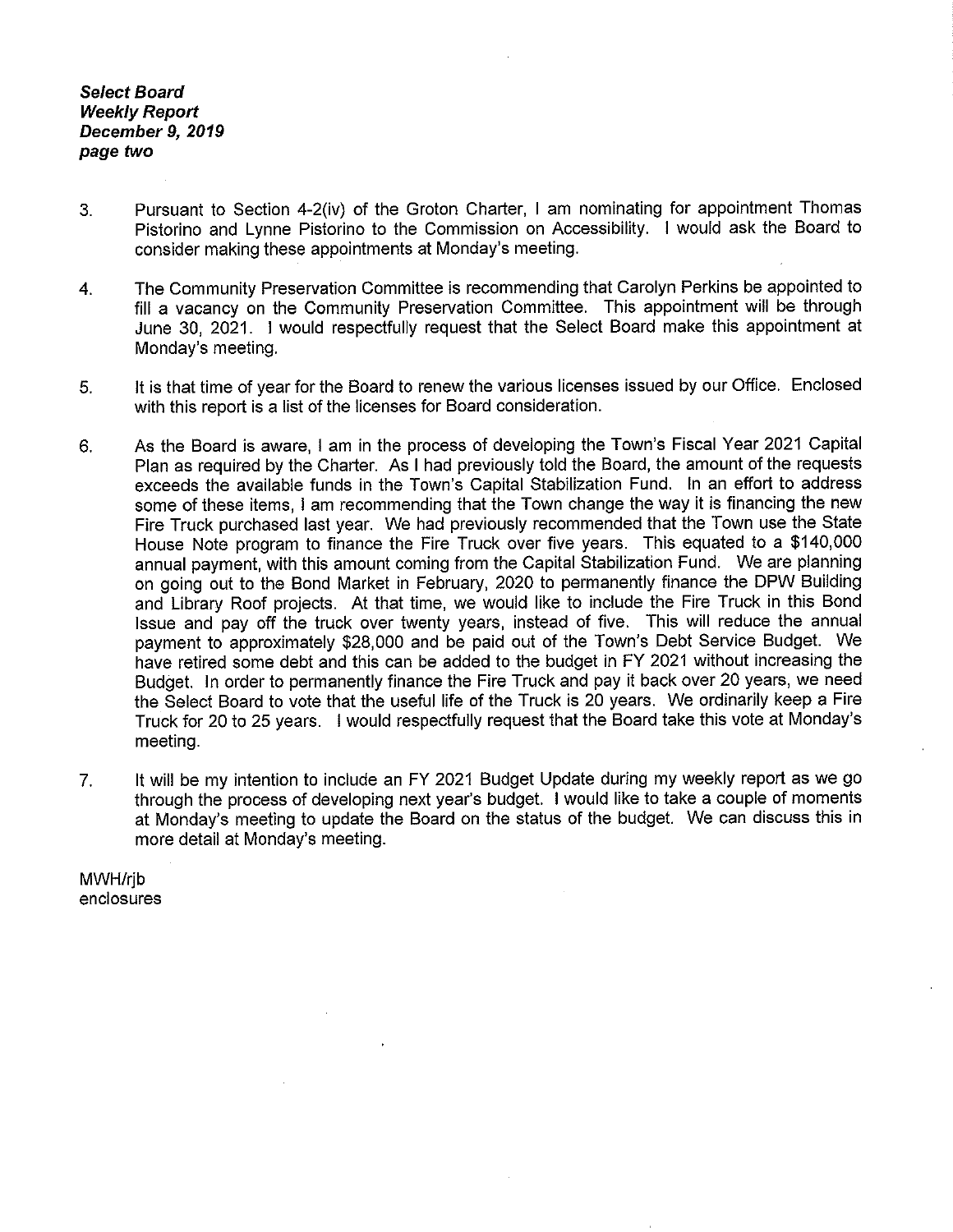3. Pursuant to Section 4-2(iv) of the Groton Charter, I am nominating for appointment Thomas Pistorino and Lynne Pistorino to the Commission on Accessibility. I would ask the Board to consider making these appointments at Monday's meeting.

4. The Community Preservation Committee is recommending that Carolyn Perkins be appointed to fill a vacancy on the Community Preservation Committee. This appointment will be through June 30, 2021. I would respectfully request that the Select Board make this appointment at Monday's meeting.

5. It is that time of year for the Board to renew the various licenses issued by our Office. Enclosed with this report is a list of the licenses for Board consideration.

6. As the Board is aware, I am in the process of developing the Town's Fiscal Year 2021 Capital Plan as required by the Charter. As I had previously told the Board, the amount of the requests exceeds the available funds in the Town's Capital Stabilization Fund. In an effort to address some of these items, I am recommending that the Town change the way it is financing the new Fire Truck purchased last year. We had previously recommended that the Town use the State House Note program to finance the Fire Truck over five years. This equated to a $140,000 annual payment, with this amount coming from the Capital Stabilization Fund. We are planning on going out to the Bond Market in February, 2020 to permanently finance the DPW Building and Library Roof projects. At that time, we would like to include the Fire Truck in this Bond Issue and pay off the truck over twenty years, instead of five. This will reduce the annual payment to approximately $28,000 and be paid out of the Town's Debt Service Budget. We have retired some debt and this can be added to the budget in FY 2021 without increasing the Budget. In order to permanently finance the Fire Truck and pay it back over 20 years, we need the Select Board to vote that the useful life of the Truck is 20 years. We ordinarily keep a Fire Truck for 20 to 25 years. I would respectfully request that the Board take this vote at Monday's meeting.

7. It will be my intention to include an FY 2021 Budget Update during my weekly report as we go through the process of developing next year's budget. I would like to take a couple of moments at Monday's meeting to update the Board on the status of the budget. We can discuss this in more detail at Monday's meeting.

MWH/rjb
enclosures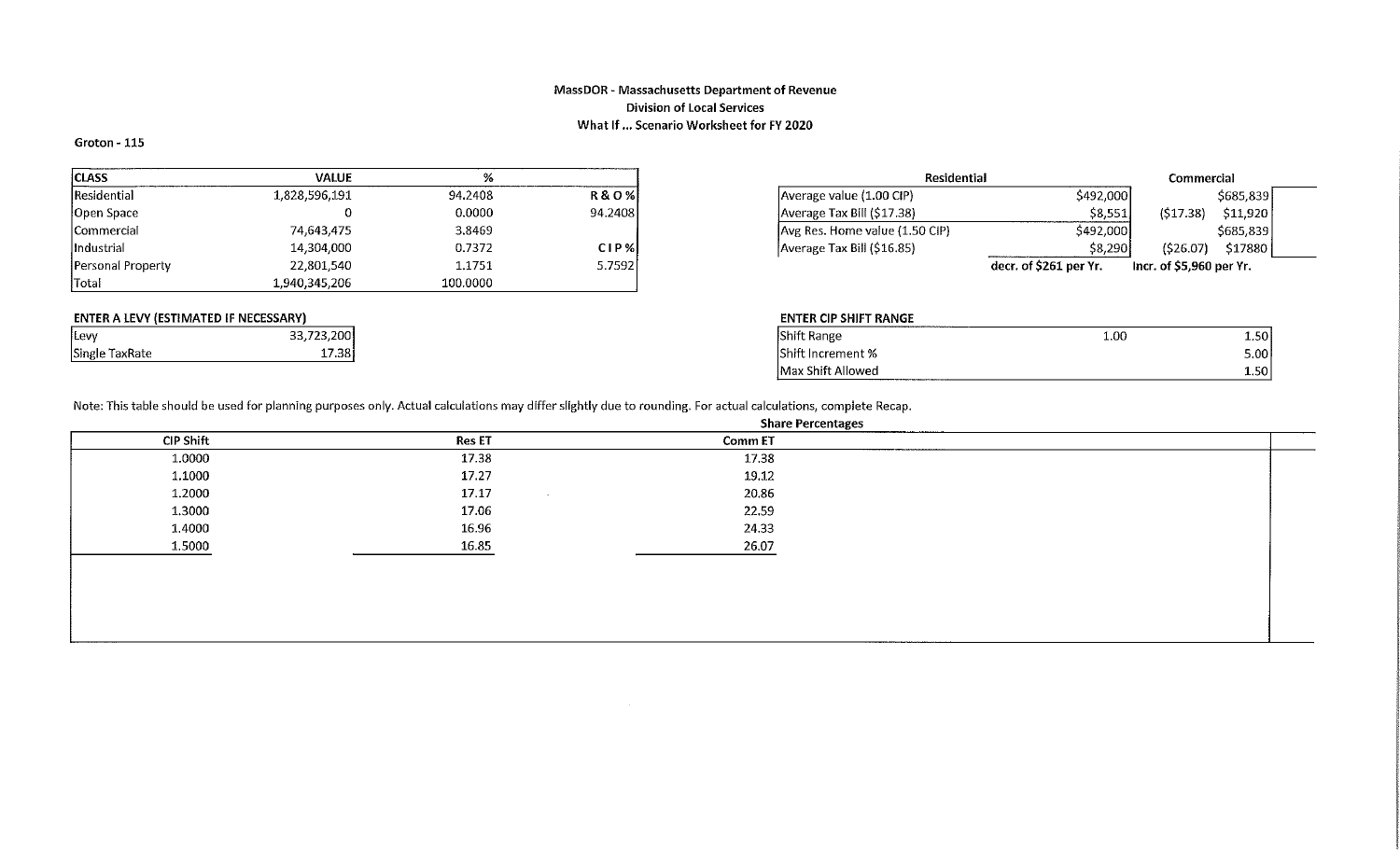**MassDOR - Massachusetts Department of Revenue**
**Division of Local Services**
**What If ... Scenario Worksheet for FY 2020**

Groton - 115

| CLASS | VALUE | % | |
|---|---|---|---|
| Residential | 1,828,596,191 | 94.2408 | R & O % |
| Open Space | 0 | 0.0000 | 94.2408 |
| Commercial | 74,643,475 | 3.8469 | |
| Industrial | 14,304,000 | 0.7372 | C I P % |
| Personal Property | 22,801,540 | 1.1751 | 5.7592 |
| Total | 1,940,345,206 | 100.0000 | |

| | Residential | Commercial | |
|---|---|---|---|
| Average value (1.00 CIP) | $492,000 | | $685,839 |
| Average Tax Bill ($17.38) | $8,551 | ($17.38) | $11,920 |
| Avg Res. Home value (1.50 CIP) | $492,000 | | $685,839 |
| Average Tax Bill ($16.85) | $8,290 | ($26.07) | $17880 |
| | decr. of $261 per Yr. | Incr. of $5,960 per Yr. | |

**ENTER A LEVY (ESTIMATED IF NECESSARY)**

| | |
|---|---|
| Levy | 33,723,200 |
| Single TaxRate | 17.38 |

**ENTER CIP SHIFT RANGE**

| | | |
|---|---|---|
| Shift Range | 1.00 | 1.50 |
| Shift Increment % | | 5.00 |
| Max Shift Allowed | | 1.50 |

Note: This table should be used for planning purposes only. Actual calculations may differ slightly due to rounding. For actual calculations, complete Recap.

**Share Percentages**

| CIP Shift | Res ET | Comm ET |
|---|---|---|
| 1.0000 | 17.38 | 17.38 |
| 1.1000 | 17.27 | 19.12 |
| 1.2000 | 17.17 | 20.86 |
| 1.3000 | 17.06 | 22.59 |
| 1.4000 | 16.96 | 24.33 |
| 1.5000 | 16.85 | 26.07 |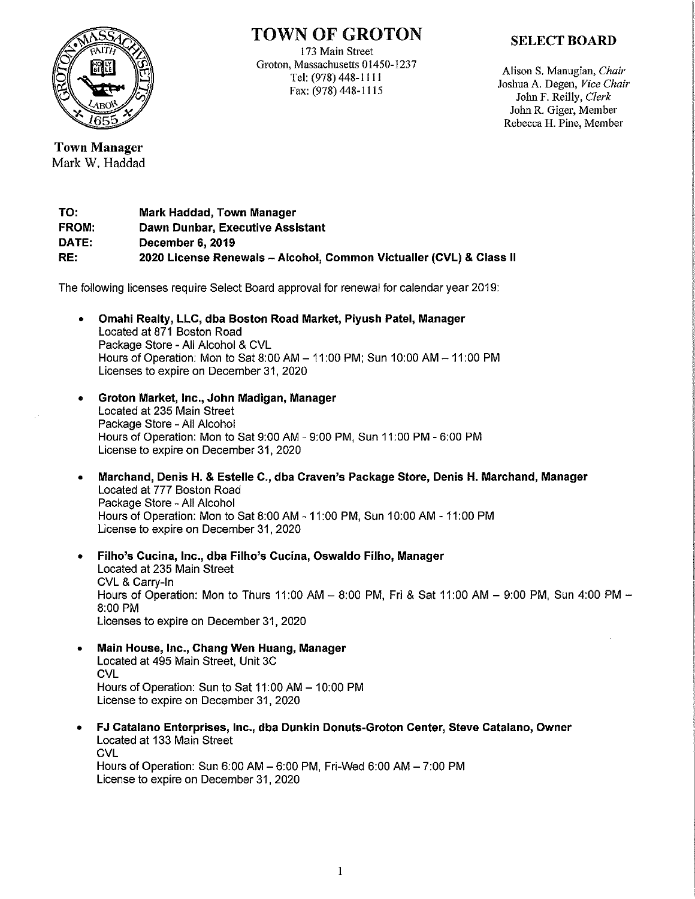# TOWN OF GROTON

173 Main Street
Groton, Massachusetts 01450-1237
Tel: (978) 448-1111
Fax: (978) 448-1115

**SELECT BOARD**

Alison S. Manugian, *Chair*
Joshua A. Degen, *Vice Chair*
John F. Reilly, *Clerk*
John R. Giger, Member
Rebecca H. Pine, Member

**Town Manager**
Mark W. Haddad

**TO:** Mark Haddad, Town Manager
**FROM:** Dawn Dunbar, Executive Assistant
**DATE:** December 6, 2019
**RE:** 2020 License Renewals – Alcohol, Common Victualler (CVL) & Class II

The following licenses require Select Board approval for renewal for calendar year 2019:

- **Omahi Realty, LLC, dba Boston Road Market, Piyush Patel, Manager**
  Located at 871 Boston Road
  Package Store - All Alcohol & CVL
  Hours of Operation: Mon to Sat 8:00 AM – 11:00 PM; Sun 10:00 AM – 11:00 PM
  Licenses to expire on December 31, 2020

- **Groton Market, Inc., John Madigan, Manager**
  Located at 235 Main Street
  Package Store - All Alcohol
  Hours of Operation: Mon to Sat 9:00 AM - 9:00 PM, Sun 11:00 PM - 6:00 PM
  License to expire on December 31, 2020

- **Marchand, Denis H. & Estelle C., dba Craven's Package Store, Denis H. Marchand, Manager**
  Located at 777 Boston Road
  Package Store - All Alcohol
  Hours of Operation: Mon to Sat 8:00 AM - 11:00 PM, Sun 10:00 AM - 11:00 PM
  License to expire on December 31, 2020

- **Filho's Cucina, Inc., dba Filho's Cucina, Oswaldo Filho, Manager**
  Located at 235 Main Street
  CVL & Carry-In
  Hours of Operation: Mon to Thurs 11:00 AM – 8:00 PM, Fri & Sat 11:00 AM – 9:00 PM, Sun 4:00 PM – 8:00 PM
  Licenses to expire on December 31, 2020

- **Main House, Inc., Chang Wen Huang, Manager**
  Located at 495 Main Street, Unit 3C
  CVL
  Hours of Operation: Sun to Sat 11:00 AM – 10:00 PM
  License to expire on December 31, 2020

- **FJ Catalano Enterprises, Inc., dba Dunkin Donuts-Groton Center, Steve Catalano, Owner**
  Located at 133 Main Street
  CVL
  Hours of Operation: Sun 6:00 AM – 6:00 PM, Fri-Wed 6:00 AM – 7:00 PM
  License to expire on December 31, 2020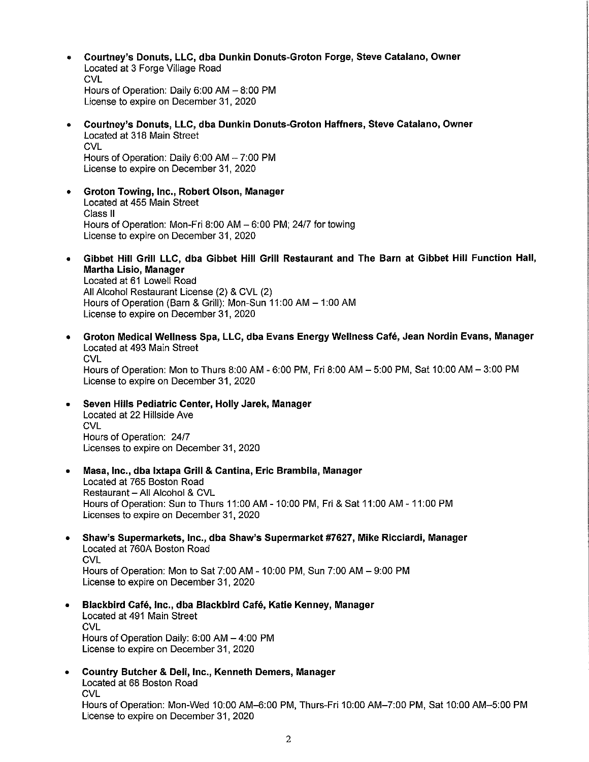- **Courtney's Donuts, LLC, dba Dunkin Donuts-Groton Forge, Steve Catalano, Owner**
  Located at 3 Forge Village Road
  CVL
  Hours of Operation: Daily 6:00 AM – 8:00 PM
  License to expire on December 31, 2020

- **Courtney's Donuts, LLC, dba Dunkin Donuts-Groton Haffners, Steve Catalano, Owner**
  Located at 318 Main Street
  CVL
  Hours of Operation: Daily 6:00 AM – 7:00 PM
  License to expire on December 31, 2020

- **Groton Towing, Inc., Robert Olson, Manager**
  Located at 455 Main Street
  Class II
  Hours of Operation: Mon-Fri 8:00 AM – 6:00 PM; 24/7 for towing
  License to expire on December 31, 2020

- **Gibbet Hill Grill LLC, dba Gibbet Hill Grill Restaurant and The Barn at Gibbet Hill Function Hall, Martha Lisio, Manager**
  Located at 61 Lowell Road
  All Alcohol Restaurant License (2) & CVL (2)
  Hours of Operation (Barn & Grill): Mon-Sun 11:00 AM – 1:00 AM
  License to expire on December 31, 2020

- **Groton Medical Wellness Spa, LLC, dba Evans Energy Wellness Café, Jean Nordin Evans, Manager**
  Located at 493 Main Street
  CVL
  Hours of Operation: Mon to Thurs 8:00 AM - 6:00 PM, Fri 8:00 AM – 5:00 PM, Sat 10:00 AM – 3:00 PM
  License to expire on December 31, 2020

- **Seven Hills Pediatric Center, Holly Jarek, Manager**
  Located at 22 Hillside Ave
  CVL
  Hours of Operation: 24/7
  Licenses to expire on December 31, 2020

- **Masa, Inc., dba Ixtapa Grill & Cantina, Eric Brambila, Manager**
  Located at 765 Boston Road
  Restaurant – All Alcohol & CVL
  Hours of Operation: Sun to Thurs 11:00 AM - 10:00 PM, Fri & Sat 11:00 AM - 11:00 PM
  Licenses to expire on December 31, 2020

- **Shaw's Supermarkets, Inc., dba Shaw's Supermarket #7627, Mike Ricciardi, Manager**
  Located at 760A Boston Road
  CVL
  Hours of Operation: Mon to Sat 7:00 AM - 10:00 PM, Sun 7:00 AM – 9:00 PM
  License to expire on December 31, 2020

- **Blackbird Café, Inc., dba Blackbird Café, Katie Kenney, Manager**
  Located at 491 Main Street
  CVL
  Hours of Operation Daily: 6:00 AM – 4:00 PM
  License to expire on December 31, 2020

- **Country Butcher & Deli, Inc., Kenneth Demers, Manager**
  Located at 68 Boston Road
  CVL
  Hours of Operation: Mon-Wed 10:00 AM–6:00 PM, Thurs-Fri 10:00 AM–7:00 PM, Sat 10:00 AM–5:00 PM
  License to expire on December 31, 2020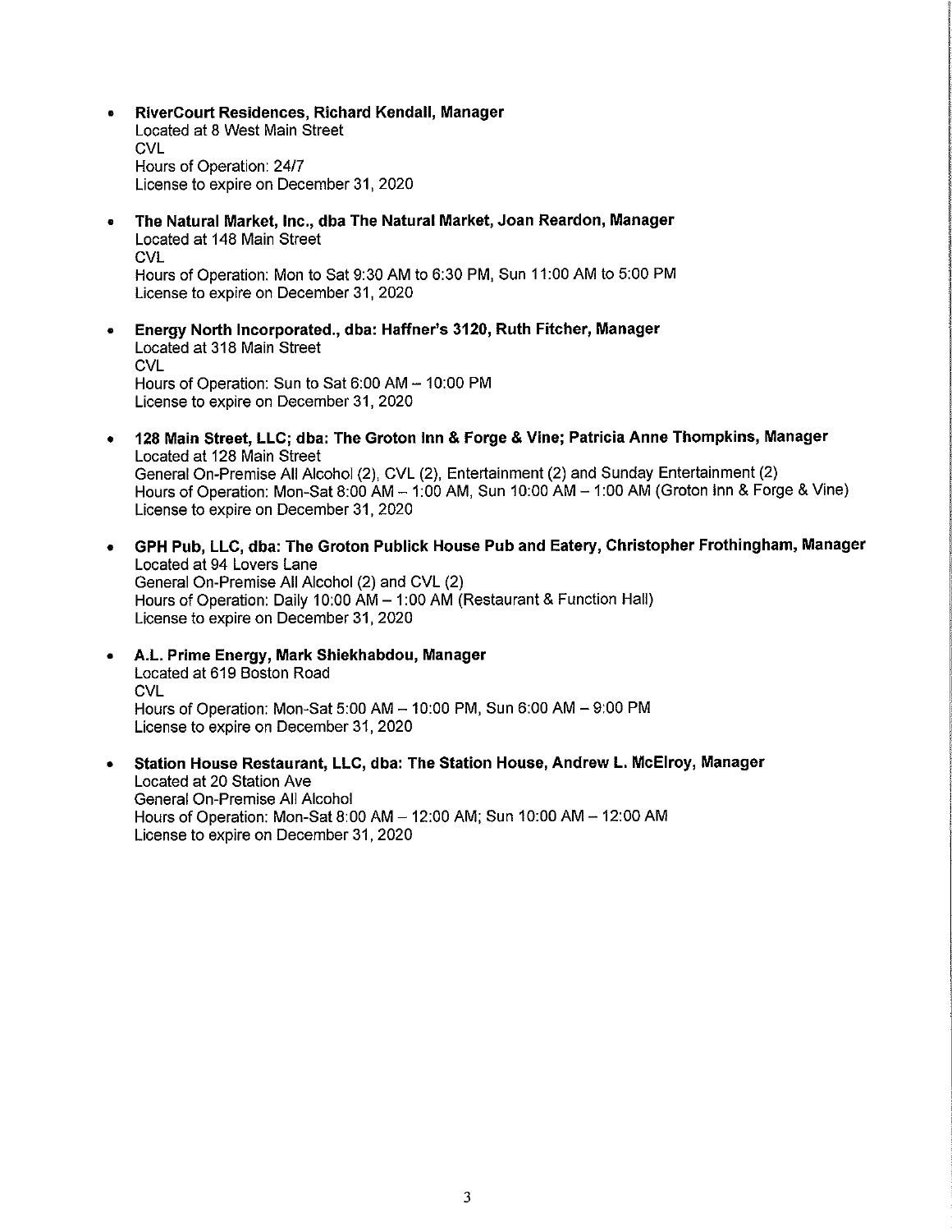- **RiverCourt Residences, Richard Kendall, Manager**
  Located at 8 West Main Street
  CVL
  Hours of Operation: 24/7
  License to expire on December 31, 2020

- **The Natural Market, Inc., dba The Natural Market, Joan Reardon, Manager**
  Located at 148 Main Street
  CVL
  Hours of Operation: Mon to Sat 9:30 AM to 6:30 PM, Sun 11:00 AM to 5:00 PM
  License to expire on December 31, 2020

- **Energy North Incorporated., dba: Haffner's 3120, Ruth Fitcher, Manager**
  Located at 318 Main Street
  CVL
  Hours of Operation: Sun to Sat 6:00 AM – 10:00 PM
  License to expire on December 31, 2020

- **128 Main Street, LLC; dba: The Groton Inn & Forge & Vine; Patricia Anne Thompkins, Manager**
  Located at 128 Main Street
  General On-Premise All Alcohol (2), CVL (2), Entertainment (2) and Sunday Entertainment (2)
  Hours of Operation: Mon-Sat 8:00 AM – 1:00 AM, Sun 10:00 AM – 1:00 AM (Groton Inn & Forge & Vine)
  License to expire on December 31, 2020

- **GPH Pub, LLC, dba: The Groton Publick House Pub and Eatery, Christopher Frothingham, Manager**
  Located at 94 Lovers Lane
  General On-Premise All Alcohol (2) and CVL (2)
  Hours of Operation: Daily 10:00 AM – 1:00 AM (Restaurant & Function Hall)
  License to expire on December 31, 2020

- **A.L. Prime Energy, Mark Shiekhabdou, Manager**
  Located at 619 Boston Road
  CVL
  Hours of Operation: Mon-Sat 5:00 AM – 10:00 PM, Sun 6:00 AM – 9:00 PM
  License to expire on December 31, 2020

- **Station House Restaurant, LLC, dba: The Station House, Andrew L. McElroy, Manager**
  Located at 20 Station Ave
  General On-Premise All Alcohol
  Hours of Operation: Mon-Sat 8:00 AM – 12:00 AM; Sun 10:00 AM – 12:00 AM
  License to expire on December 31, 2020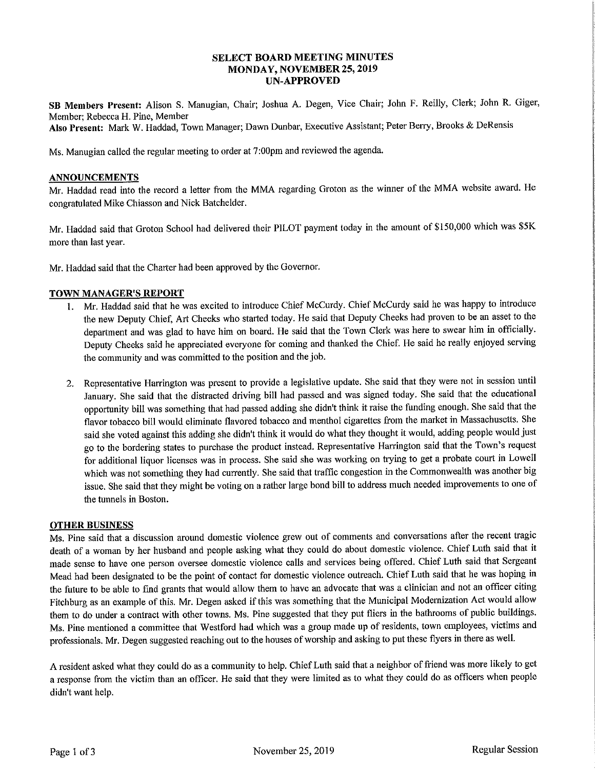**SELECT BOARD MEETING MINUTES**
**MONDAY, NOVEMBER 25, 2019**
**UN-APPROVED**

**SB Members Present:** Alison S. Manugian, Chair; Joshua A. Degen, Vice Chair; John F. Reilly, Clerk; John R. Giger, Member; Rebecca H. Pine, Member
**Also Present:** Mark W. Haddad, Town Manager; Dawn Dunbar, Executive Assistant; Peter Berry, Brooks & DeRensis

Ms. Manugian called the regular meeting to order at 7:00pm and reviewed the agenda.

## ANNOUNCEMENTS

Mr. Haddad read into the record a letter from the MMA regarding Groton as the winner of the MMA website award. He congratulated Mike Chiasson and Nick Batchelder.

Mr. Haddad said that Groton School had delivered their PILOT payment today in the amount of $150,000 which was $5K more than last year.

Mr. Haddad said that the Charter had been approved by the Governor.

## TOWN MANAGER'S REPORT

1. Mr. Haddad said that he was excited to introduce Chief McCurdy. Chief McCurdy said he was happy to introduce the new Deputy Chief, Art Cheeks who started today. He said that Deputy Cheeks had proven to be an asset to the department and was glad to have him on board. He said that the Town Clerk was here to swear him in officially. Deputy Cheeks said he appreciated everyone for coming and thanked the Chief. He said he really enjoyed serving the community and was committed to the position and the job.

2. Representative Harrington was present to provide a legislative update. She said that they were not in session until January. She said that the distracted driving bill had passed and was signed today. She said that the educational opportunity bill was something that had passed adding she didn't think it raise the funding enough. She said that the flavor tobacco bill would eliminate flavored tobacco and menthol cigarettes from the market in Massachusetts. She said she voted against this adding she didn't think it would do what they thought it would, adding people would just go to the bordering states to purchase the product instead. Representative Harrington said that the Town's request for additional liquor licenses was in process. She said she was working on trying to get a probate court in Lowell which was not something they had currently. She said that traffic congestion in the Commonwealth was another big issue. She said that they might be voting on a rather large bond bill to address much needed improvements to one of the tunnels in Boston.

## OTHER BUSINESS

Ms. Pine said that a discussion around domestic violence grew out of comments and conversations after the recent tragic death of a woman by her husband and people asking what they could do about domestic violence. Chief Luth said that it made sense to have one person oversee domestic violence calls and services being offered. Chief Luth said that Sergeant Mead had been designated to be the point of contact for domestic violence outreach. Chief Luth said that he was hoping in the future to be able to find grants that would allow them to have an advocate that was a clinician and not an officer citing Fitchburg as an example of this. Mr. Degen asked if this was something that the Municipal Modernization Act would allow them to do under a contract with other towns. Ms. Pine suggested that they put fliers in the bathrooms of public buildings. Ms. Pine mentioned a committee that Westford had which was a group made up of residents, town employees, victims and professionals. Mr. Degen suggested reaching out to the houses of worship and asking to put these flyers in there as well.

A resident asked what they could do as a community to help. Chief Luth said that a neighbor of friend was more likely to get a response from the victim than an officer. He said that they were limited as to what they could do as officers when people didn't want help.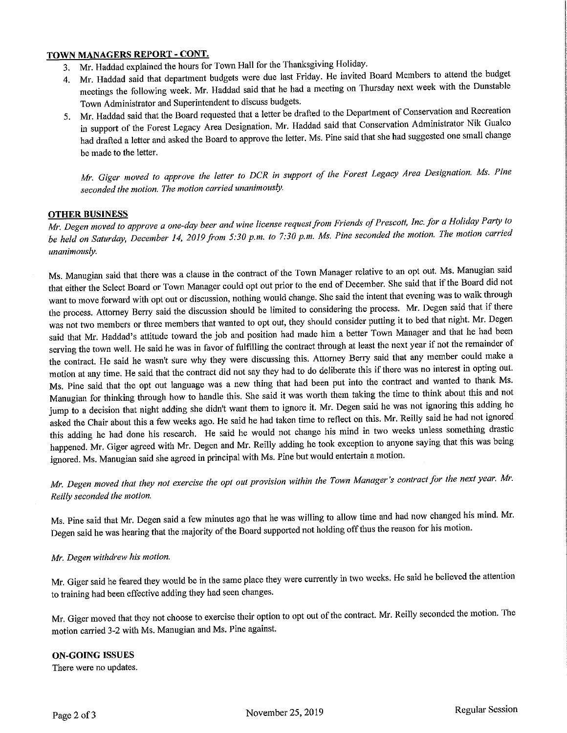**TOWN MANAGERS REPORT - CONT.**

3. Mr. Haddad explained the hours for Town Hall for the Thanksgiving Holiday.
4. Mr. Haddad said that department budgets were due last Friday. He invited Board Members to attend the budget meetings the following week. Mr. Haddad said that he had a meeting on Thursday next week with the Dunstable Town Administrator and Superintendent to discuss budgets.
5. Mr. Haddad said that the Board requested that a letter be drafted to the Department of Conservation and Recreation in support of the Forest Legacy Area Designation. Mr. Haddad said that Conservation Administrator Nik Gualco had drafted a letter and asked the Board to approve the letter. Ms. Pine said that she had suggested one small change be made to the letter.

   *Mr. Giger moved to approve the letter to DCR in support of the Forest Legacy Area Designation. Ms. Pine seconded the motion. The motion carried unanimously.*

**OTHER BUSINESS**

*Mr. Degen moved to approve a one-day beer and wine license request from Friends of Prescott, Inc. for a Holiday Party to be held on Saturday, December 14, 2019 from 5:30 p.m. to 7:30 p.m. Ms. Pine seconded the motion. The motion carried unanimously.*

Ms. Manugian said that there was a clause in the contract of the Town Manager relative to an opt out. Ms. Manugian said that either the Select Board or Town Manager could opt out prior to the end of December. She said that if the Board did not want to move forward with opt out or discussion, nothing would change. She said the intent that evening was to walk through the process. Attorney Berry said the discussion should be limited to considering the process. Mr. Degen said that if there was not two members or three members that wanted to opt out, they should consider putting it to bed that night. Mr. Degen said that Mr. Haddad's attitude toward the job and position had made him a better Town Manager and that he had been serving the town well. He said he was in favor of fulfilling the contract through at least the next year if not the remainder of the contract. He said he wasn't sure why they were discussing this. Attorney Berry said that any member could make a motion at any time. He said that the contract did not say they had to do deliberate this if there was no interest in opting out. Ms. Pine said that the opt out language was a new thing that had been put into the contract and wanted to thank Ms. Manugian for thinking through how to handle this. She said it was worth them taking the time to think about this and not jump to a decision that night adding she didn't want them to ignore it. Mr. Degen said he was not ignoring this adding he asked the Chair about this a few weeks ago. He said he had taken time to reflect on this. Mr. Reilly said he had not ignored this adding he had done his research. He said he would not change his mind in two weeks unless something drastic happened. Mr. Giger agreed with Mr. Degen and Mr. Reilly adding he took exception to anyone saying that this was being ignored. Ms. Manugian said she agreed in principal with Ms. Pine but would entertain a motion.

*Mr. Degen moved that they not exercise the opt out provision within the Town Manager's contract for the next year. Mr. Reilly seconded the motion.*

Ms. Pine said that Mr. Degen said a few minutes ago that he was willing to allow time and had now changed his mind. Mr. Degen said he was hearing that the majority of the Board supported not holding off thus the reason for his motion.

*Mr. Degen withdrew his motion.*

Mr. Giger said he feared they would be in the same place they were currently in two weeks. He said he believed the attention to training had been effective adding they had seen changes.

Mr. Giger moved that they not choose to exercise their option to opt out of the contract. Mr. Reilly seconded the motion. The motion carried 3-2 with Ms. Manugian and Ms. Pine against.

**ON-GOING ISSUES**

There were no updates.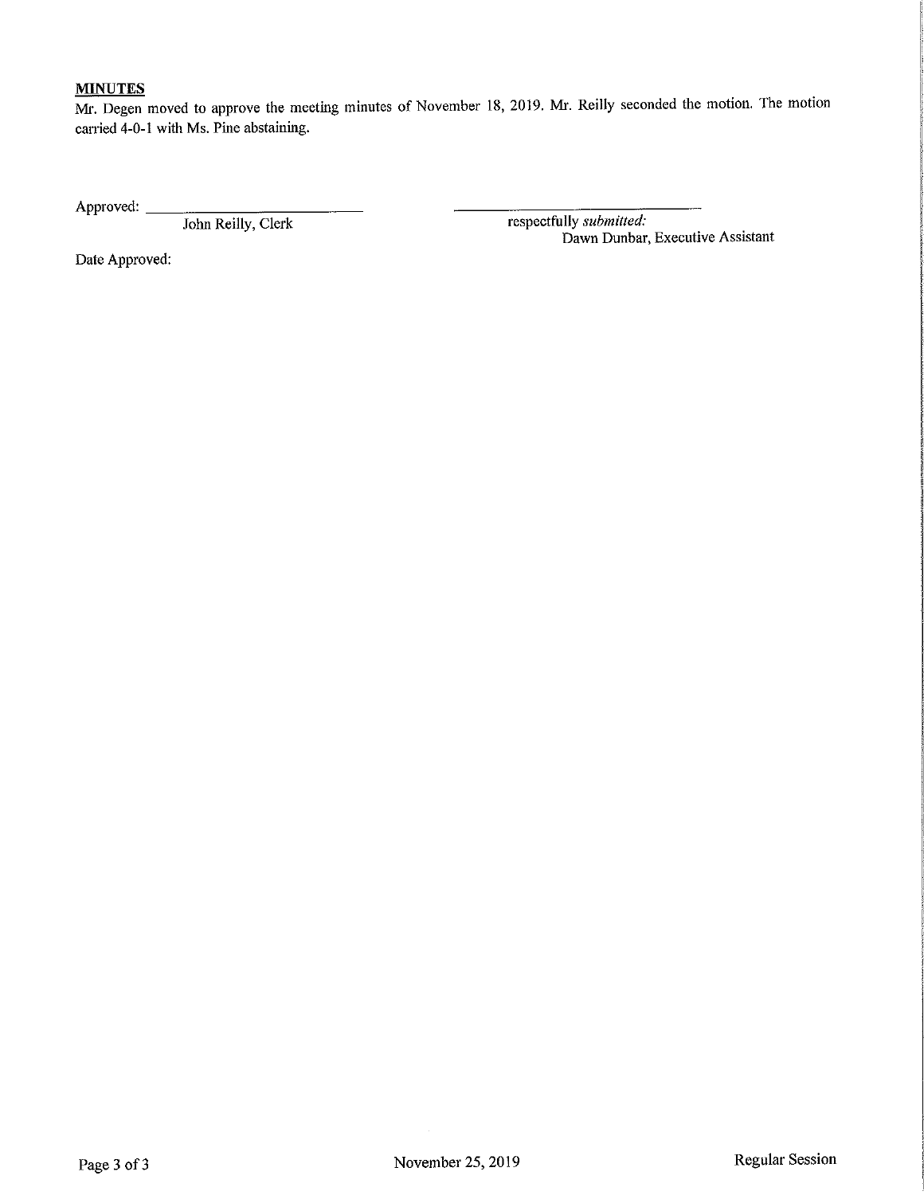**MINUTES**

Mr. Degen moved to approve the meeting minutes of November 18, 2019. Mr. Reilly seconded the motion. The motion carried 4-0-1 with Ms. Pine abstaining.

Approved: ___________________________
John Reilly, Clerk

___________________________
respectfully *submitted:*
Dawn Dunbar, Executive Assistant

Date Approved: